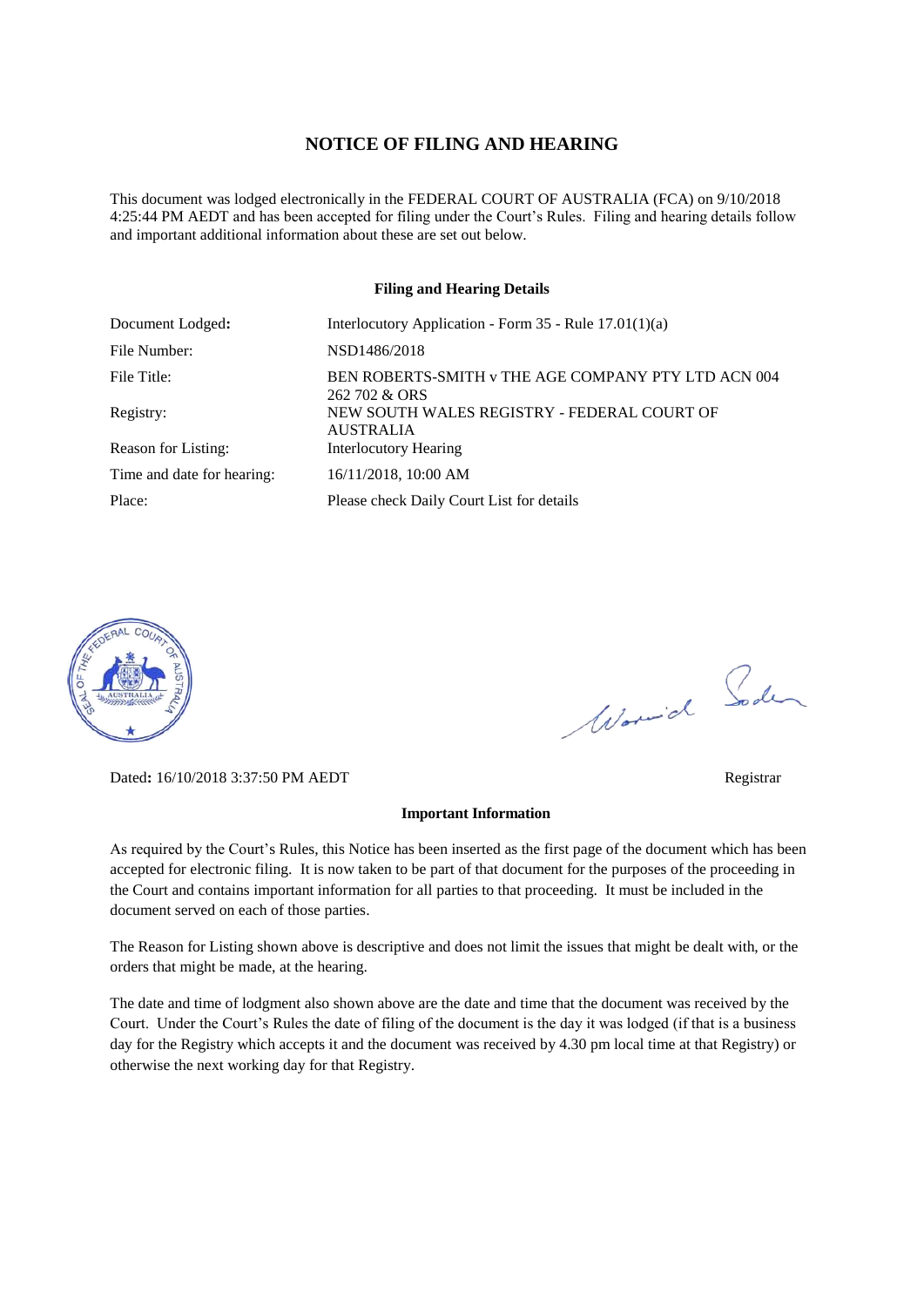# NOTICE OF FILING AND HEARING

This document was lodged electronically in the FEDERAL COURT OF AUSTRALIA (FCA) on 9/10/2018 4:25:44 PM AEDT and has been accepted for filing under the Court's Rules. Filing and hearing details follow and important additional information about these are set out below.

## Filing and Hearing Details

| | |
|---|---|
| Document Lodged: | Interlocutory Application - Form 35 - Rule 17.01(1)(a) |
| File Number: | NSD1486/2018 |
| File Title: | BEN ROBERTS-SMITH v THE AGE COMPANY PTY LTD ACN 004 262 702 & ORS |
| Registry: | NEW SOUTH WALES REGISTRY - FEDERAL COURT OF AUSTRALIA |
| Reason for Listing: | Interlocutory Hearing |
| Time and date for hearing: | 16/11/2018, 10:00 AM |
| Place: | Please check Daily Court List for details |

Dated: 16/10/2018 3:37:50 PM AEDT

Registrar

## Important Information

As required by the Court's Rules, this Notice has been inserted as the first page of the document which has been accepted for electronic filing. It is now taken to be part of that document for the purposes of the proceeding in the Court and contains important information for all parties to that proceeding. It must be included in the document served on each of those parties.

The Reason for Listing shown above is descriptive and does not limit the issues that might be dealt with, or the orders that might be made, at the hearing.

The date and time of lodgment also shown above are the date and time that the document was received by the Court. Under the Court's Rules the date of filing of the document is the day it was lodged (if that is a business day for the Registry which accepts it and the document was received by 4.30 pm local time at that Registry) or otherwise the next working day for that Registry.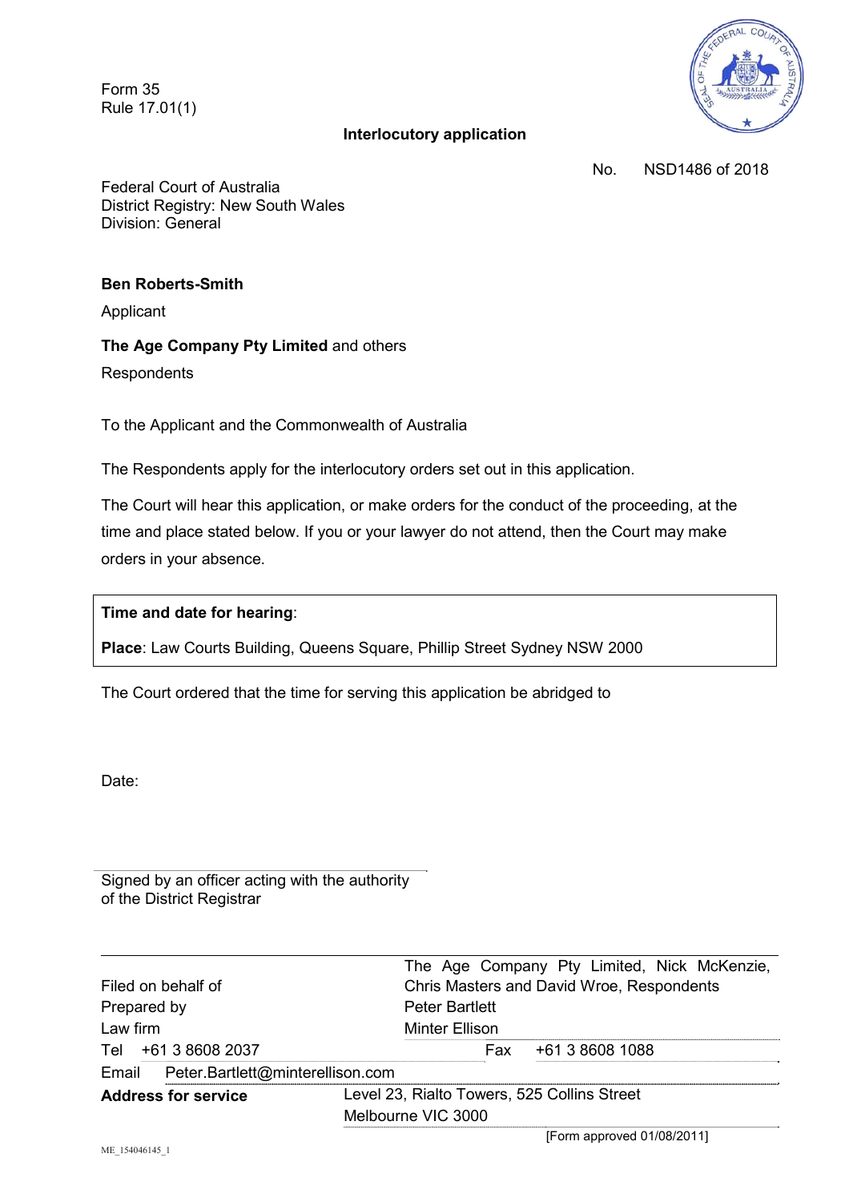Form 35
Rule 17.01(1)

## Interlocutory application

No. NSD1486 of 2018

Federal Court of Australia
District Registry: New South Wales
Division: General

**Ben Roberts-Smith**

Applicant

**The Age Company Pty Limited** and others

Respondents

To the Applicant and the Commonwealth of Australia

The Respondents apply for the interlocutory orders set out in this application.

The Court will hear this application, or make orders for the conduct of the proceeding, at the time and place stated below. If you or your lawyer do not attend, then the Court may make orders in your absence.

**Time and date for hearing**:

**Place**: Law Courts Building, Queens Square, Phillip Street Sydney NSW 2000

The Court ordered that the time for serving this application be abridged to

Date:

Signed by an officer acting with the authority
of the District Registrar

| | |
|---|---|
| Filed on behalf of | The Age Company Pty Limited, Nick McKenzie, Chris Masters and David Wroe, Respondents |
| Prepared by | Peter Bartlett |
| Law firm | Minter Ellison |
| Tel +61 3 8608 2037 | Fax +61 3 8608 1088 |
| Email Peter.Bartlett@minterellison.com | |
| **Address for service** | Level 23, Rialto Towers, 525 Collins Street Melbourne VIC 3000 |

[Form approved 01/08/2011]

ME_154046145_1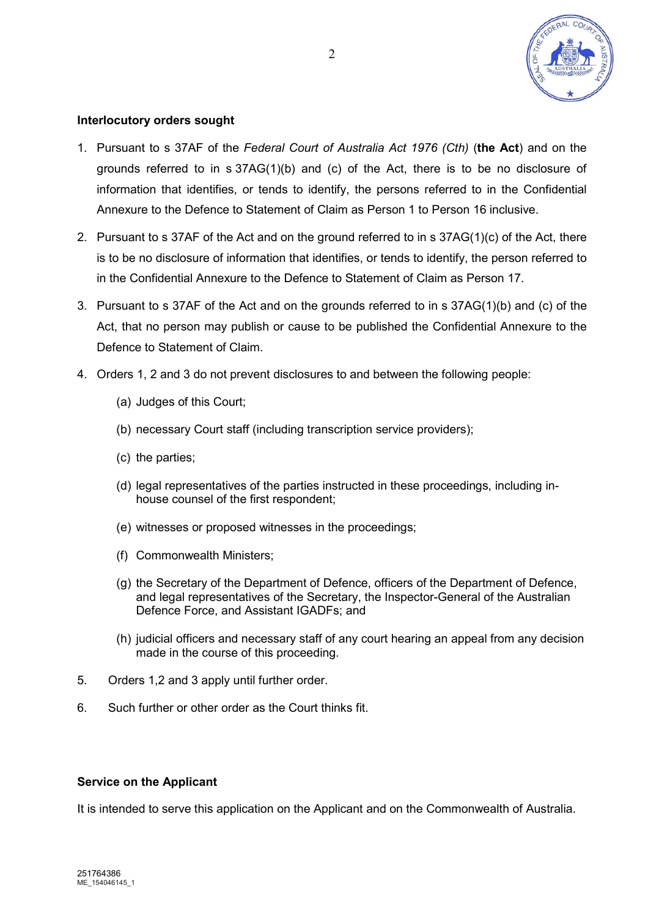**Interlocutory orders sought**

1. Pursuant to s 37AF of the *Federal Court of Australia Act 1976 (Cth)* (**the Act**) and on the grounds referred to in s 37AG(1)(b) and (c) of the Act, there is to be no disclosure of information that identifies, or tends to identify, the persons referred to in the Confidential Annexure to the Defence to Statement of Claim as Person 1 to Person 16 inclusive.

2. Pursuant to s 37AF of the Act and on the ground referred to in s 37AG(1)(c) of the Act, there is to be no disclosure of information that identifies, or tends to identify, the person referred to in the Confidential Annexure to the Defence to Statement of Claim as Person 17.

3. Pursuant to s 37AF of the Act and on the grounds referred to in s 37AG(1)(b) and (c) of the Act, that no person may publish or cause to be published the Confidential Annexure to the Defence to Statement of Claim.

4. Orders 1, 2 and 3 do not prevent disclosures to and between the following people:

   (a) Judges of this Court;

   (b) necessary Court staff (including transcription service providers);

   (c) the parties;

   (d) legal representatives of the parties instructed in these proceedings, including in-house counsel of the first respondent;

   (e) witnesses or proposed witnesses in the proceedings;

   (f) Commonwealth Ministers;

   (g) the Secretary of the Department of Defence, officers of the Department of Defence, and legal representatives of the Secretary, the Inspector-General of the Australian Defence Force, and Assistant IGADFs; and

   (h) judicial officers and necessary staff of any court hearing an appeal from any decision made in the course of this proceeding.

5. Orders 1,2 and 3 apply until further order.

6. Such further or other order as the Court thinks fit.

**Service on the Applicant**

It is intended to serve this application on the Applicant and on the Commonwealth of Australia.

251764386
ME_154046145_1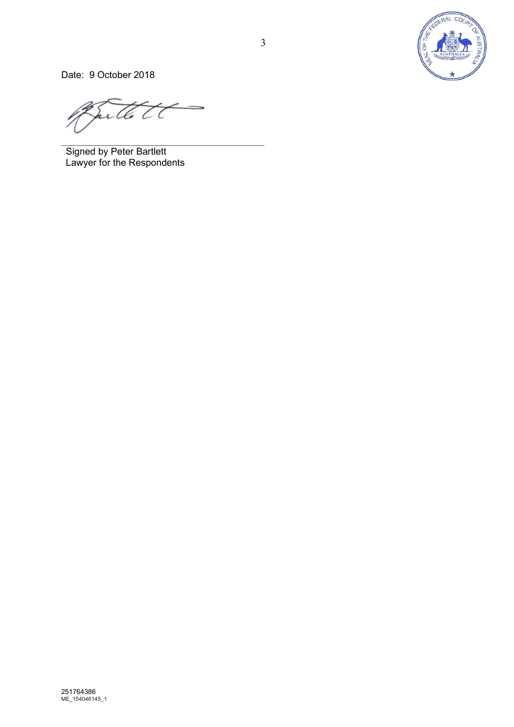Date: 9 October 2018

Signed by Peter Bartlett
Lawyer for the Respondents

251764386
ME_154046145_1